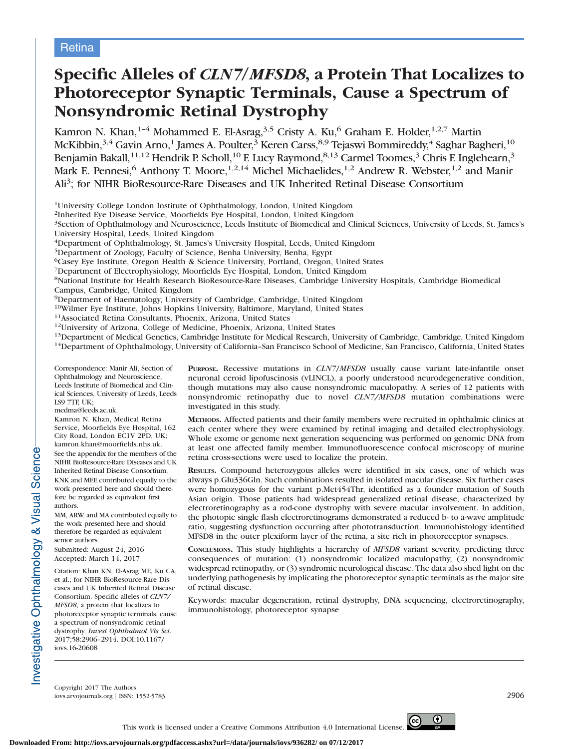Retina

# Specific Alleles of *CLN7/MFSD8*, a Protein That Localizes to Photoreceptor Synaptic Terminals, Cause a Spectrum of Nonsyndromic Retinal Dystrophy

Kamron N. Khan,[1–4] Mohammed E. El-Asrag,[3,5] Cristy A. Ku,[6] Graham E. Holder,[1,2,7] Martin McKibbin,[3,4] Gavin Arno,[1] James A. Poulter,[3] Keren Carss,[8,9] Tejaswi Bommireddy,[4] Saghar Bagheri,[10] Benjamin Bakall,[11,12] Hendrik P. Scholl,[10] F. Lucy Raymond,[8,13] Carmel Toomes,[3] Chris F. Inglehearn,[3] Mark E. Pennesi,[6] Anthony T. Moore,[1,2,14] Michel Michaelides,[1,2] Andrew R. Webster,[1,2] and Manir Ali[3]; for NIHR BioResource-Rare Diseases and UK Inherited Retinal Disease Consortium

[1]University College London Institute of Ophthalmology, London, United Kingdom
[2]Inherited Eye Disease Service, Moorfields Eye Hospital, London, United Kingdom
[3]Section of Ophthalmology and Neuroscience, Leeds Institute of Biomedical and Clinical Sciences, University of Leeds, St. James's University Hospital, Leeds, United Kingdom
[4]Department of Ophthalmology, St. James's University Hospital, Leeds, United Kingdom
[5]Department of Zoology, Faculty of Science, Benha University, Benha, Egypt
[6]Casey Eye Institute, Oregon Health & Science University, Portland, Oregon, United States
[7]Department of Electrophysiology, Moorfields Eye Hospital, London, United Kingdom
[8]National Institute for Health Research BioResource-Rare Diseases, Cambridge University Hospitals, Cambridge Biomedical Campus, Cambridge, United Kingdom
[9]Department of Haematology, University of Cambridge, Cambridge, United Kingdom
[10]Wilmer Eye Institute, Johns Hopkins University, Baltimore, Maryland, United States
[11]Associated Retina Consultants, Phoenix, Arizona, United States
[12]University of Arizona, College of Medicine, Phoenix, Arizona, United States
[13]Department of Medical Genetics, Cambridge Institute for Medical Research, University of Cambridge, Cambridge, United Kingdom
[14]Department of Ophthalmology, University of California–San Francisco School of Medicine, San Francisco, California, United States

Correspondence: Manir Ali, Section of Ophthalmology and Neuroscience, Leeds Institute of Biomedical and Clinical Sciences, University of Leeds, Leeds LS9 7TF, UK;
medma@leeds.ac.uk.
Kamron N. Khan, Medical Retina Service, Moorfields Eye Hospital, 162 City Road, London EC1V 2PD, UK;
kamron.khan@moorfields.nhs.uk.
See the appendix for the members of the NIHR BioResource-Rare Diseases and UK Inherited Retinal Disease Consortium.
KNK and MEE contributed equally to the work presented here and should therefore be regarded as equivalent first authors.
MM, ARW, and MA contributed equally to the work presented here and should therefore be regarded as equivalent senior authors.
Submitted: August 24, 2016
Accepted: March 14, 2017
Citation: Khan KN, El-Asrag ME, Ku CA, et al.; for NIHR BioResource-Rare Diseases and UK Inherited Retinal Disease Consortium. Specific alleles of *CLN7/MFSD8*, a protein that localizes to photoreceptor synaptic terminals, cause a spectrum of nonsyndromic retinal dystrophy. *Invest Ophthalmol Vis Sci*. 2017;58:2906–2914. DOI:10.1167/iovs.16-20608

**Purpose.** Recessive mutations in *CLN7/MFSD8* usually cause variant late-infantile onset neuronal ceroid lipofuscinosis (vLINCL), a poorly understood neurodegenerative condition, though mutations may also cause nonsyndromic maculopathy. A series of 12 patients with nonsyndromic retinopathy due to novel *CLN7/MFSD8* mutation combinations were investigated in this study.

**Methods.** Affected patients and their family members were recruited in ophthalmic clinics at each center where they were examined by retinal imaging and detailed electrophysiology. Whole exome or genome next generation sequencing was performed on genomic DNA from at least one affected family member. Immunofluorescence confocal microscopy of murine retina cross-sections were used to localize the protein.

**Results.** Compound heterozygous alleles were identified in six cases, one of which was always p.Glu336Gln. Such combinations resulted in isolated macular disease. Six further cases were homozygous for the variant p.Met454Thr, identified as a founder mutation of South Asian origin. Those patients had widespread generalized retinal disease, characterized by electroretinography as a rod-cone dystrophy with severe macular involvement. In addition, the photopic single flash electroretinograms demonstrated a reduced b- to a-wave amplitude ratio, suggesting dysfunction occurring after phototransduction. Immunohistology identified MFSD8 in the outer plexiform layer of the retina, a site rich in photoreceptor synapses.

**Conclusions.** This study highlights a hierarchy of *MFSD8* variant severity, predicting three consequences of mutation: (1) nonsyndromic localized maculopathy, (2) nonsyndromic widespread retinopathy, or (3) syndromic neurological disease. The data also shed light on the underlying pathogenesis by implicating the photoreceptor synaptic terminals as the major site of retinal disease.

Keywords: macular degeneration, retinal dystrophy, DNA sequencing, electroretinography, immunohistology, photoreceptor synapse

Copyright 2017 The Authors
iovs.arvojournals.org | ISSN: 1552-5783

This work is licensed under a Creative Commons Attribution 4.0 International License.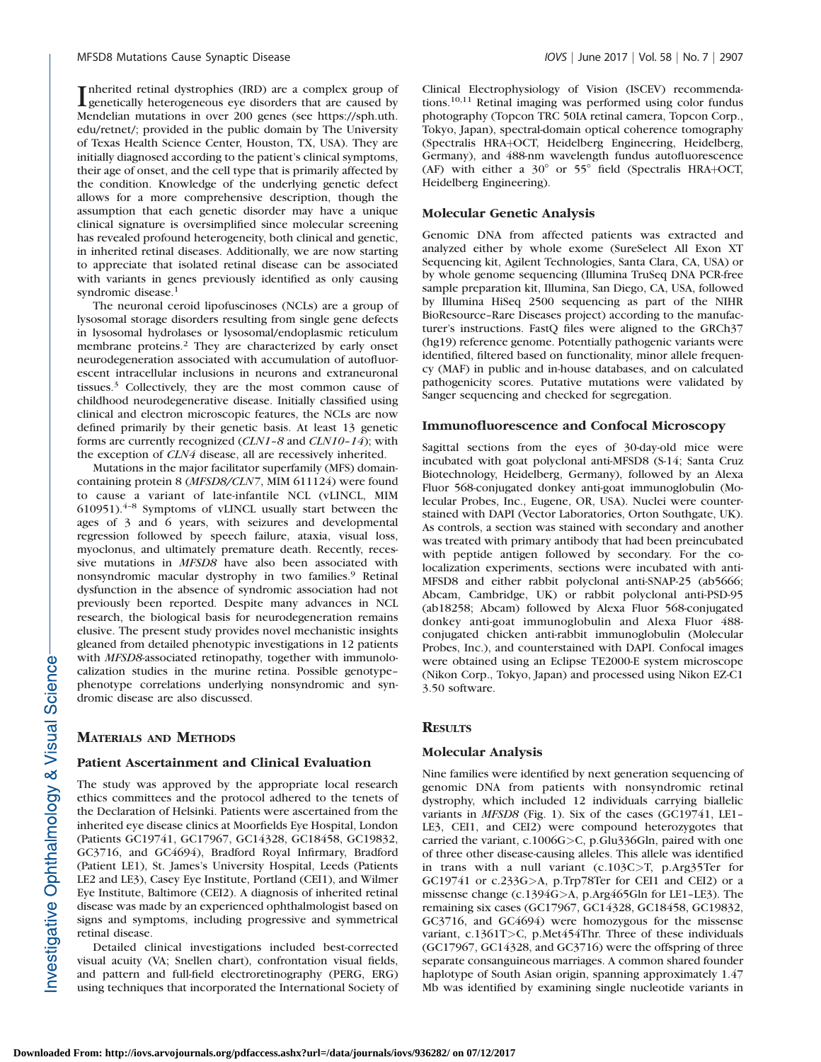Inherited retinal dystrophies (IRD) are a complex group of genetically heterogeneous eye disorders that are caused by Mendelian mutations in over 200 genes (see https://sph.uth.edu/retnet/; provided in the public domain by The University of Texas Health Science Center, Houston, TX, USA). They are initially diagnosed according to the patient's clinical symptoms, their age of onset, and the cell type that is primarily affected by the condition. Knowledge of the underlying genetic defect allows for a more comprehensive description, though the assumption that each genetic disorder may have a unique clinical signature is oversimplified since molecular screening has revealed profound heterogeneity, both clinical and genetic, in inherited retinal diseases. Additionally, we are now starting to appreciate that isolated retinal disease can be associated with variants in genes previously identified as only causing syndromic disease.[1]

The neuronal ceroid lipofuscinoses (NCLs) are a group of lysosomal storage disorders resulting from single gene defects in lysosomal hydrolases or lysosomal/endoplasmic reticulum membrane proteins.[2] They are characterized by early onset neurodegeneration associated with accumulation of autofluorescent intracellular inclusions in neurons and extraneuronal tissues.[3] Collectively, they are the most common cause of childhood neurodegenerative disease. Initially classified using clinical and electron microscopic features, the NCLs are now defined primarily by their genetic basis. At least 13 genetic forms are currently recognized (*CLN1–8* and *CLN10–14*); with the exception of *CLN4* disease, all are recessively inherited.

Mutations in the major facilitator superfamily (MFS) domain-containing protein 8 (*MFSD8/CLN7*, MIM 611124) were found to cause a variant of late-infantile NCL (vLINCL, MIM 610951).[4–8] Symptoms of vLINCL usually start between the ages of 3 and 6 years, with seizures and developmental regression followed by speech failure, ataxia, visual loss, myoclonus, and ultimately premature death. Recently, recessive mutations in *MFSD8* have also been associated with nonsyndromic macular dystrophy in two families.[9] Retinal dysfunction in the absence of syndromic association had not previously been reported. Despite many advances in NCL research, the biological basis for neurodegeneration remains elusive. The present study provides novel mechanistic insights gleaned from detailed phenotypic investigations in 12 patients with *MFSD8*-associated retinopathy, together with immunolocalization studies in the murine retina. Possible genotype–phenotype correlations underlying nonsyndromic and syndromic disease are also discussed.

## Materials and Methods

### Patient Ascertainment and Clinical Evaluation

The study was approved by the appropriate local research ethics committees and the protocol adhered to the tenets of the Declaration of Helsinki. Patients were ascertained from the inherited eye disease clinics at Moorfields Eye Hospital, London (Patients GC19741, GC17967, GC14328, GC18458, GC19832, GC3716, and GC4694), Bradford Royal Infirmary, Bradford (Patient LE1), St. James's University Hospital, Leeds (Patients LE2 and LE3), Casey Eye Institute, Portland (CEI1), and Wilmer Eye Institute, Baltimore (CEI2). A diagnosis of inherited retinal disease was made by an experienced ophthalmologist based on signs and symptoms, including progressive and symmetrical retinal disease.

Detailed clinical investigations included best-corrected visual acuity (VA; Snellen chart), confrontation visual fields, and pattern and full-field electroretinography (PERG, ERG) using techniques that incorporated the International Society of Clinical Electrophysiology of Vision (ISCEV) recommendations.[10,11] Retinal imaging was performed using color fundus photography (Topcon TRC 50IA retinal camera, Topcon Corp., Tokyo, Japan), spectral-domain optical coherence tomography (Spectralis HRA+OCT, Heidelberg Engineering, Heidelberg, Germany), and 488-nm wavelength fundus autofluorescence (AF) with either a 30° or 55° field (Spectralis HRA+OCT, Heidelberg Engineering).

### Molecular Genetic Analysis

Genomic DNA from affected patients was extracted and analyzed either by whole exome (SureSelect All Exon XT Sequencing kit, Agilent Technologies, Santa Clara, CA, USA) or by whole genome sequencing (Illumina TruSeq DNA PCR-free sample preparation kit, Illumina, San Diego, CA, USA, followed by Illumina HiSeq 2500 sequencing as part of the NIHR BioResource–Rare Diseases project) according to the manufacturer's instructions. FastQ files were aligned to the GRCh37 (hg19) reference genome. Potentially pathogenic variants were identified, filtered based on functionality, minor allele frequency (MAF) in public and in-house databases, and on calculated pathogenicity scores. Putative mutations were validated by Sanger sequencing and checked for segregation.

### Immunofluorescence and Confocal Microscopy

Sagittal sections from the eyes of 30-day-old mice were incubated with goat polyclonal anti-MFSD8 (S-14; Santa Cruz Biotechnology, Heidelberg, Germany), followed by an Alexa Fluor 568-conjugated donkey anti-goat immunoglobulin (Molecular Probes, Inc., Eugene, OR, USA). Nuclei were counterstained with DAPI (Vector Laboratories, Orton Southgate, UK). As controls, a section was stained with secondary and another was treated with primary antibody that had been preincubated with peptide antigen followed by secondary. For the colocalization experiments, sections were incubated with anti-MFSD8 and either rabbit polyclonal anti-SNAP-25 (ab5666; Abcam, Cambridge, UK) or rabbit polyclonal anti-PSD-95 (ab18258; Abcam) followed by Alexa Fluor 568-conjugated donkey anti-goat immunoglobulin and Alexa Fluor 488-conjugated chicken anti-rabbit immunoglobulin (Molecular Probes, Inc.), and counterstained with DAPI. Confocal images were obtained using an Eclipse TE2000-E system microscope (Nikon Corp., Tokyo, Japan) and processed using Nikon EZ-C1 3.50 software.

## Results

### Molecular Analysis

Nine families were identified by next generation sequencing of genomic DNA from patients with nonsyndromic retinal dystrophy, which included 12 individuals carrying biallelic variants in *MFSD8* (Fig. 1). Six of the cases (GC19741, LE1–LE3, CEI1, and CEI2) were compound heterozygotes that carried the variant, c.1006G>C, p.Glu336Gln, paired with one of three other disease-causing alleles. This allele was identified in trans with a null variant (c.103C>T, p.Arg35Ter for GC19741 or c.233G>A, p.Trp78Ter for CEI1 and CEI2) or a missense change (c.1394G>A, p.Arg465Gln for LE1–LE3). The remaining six cases (GC17967, GC14328, GC18458, GC19832, GC3716, and GC4694) were homozygous for the missense variant, c.1361T>C, p.Met454Thr. Three of these individuals (GC17967, GC14328, and GC3716) were the offspring of three separate consanguineous marriages. A common shared founder haplotype of South Asian origin, spanning approximately 1.47 Mb was identified by examining single nucleotide variants in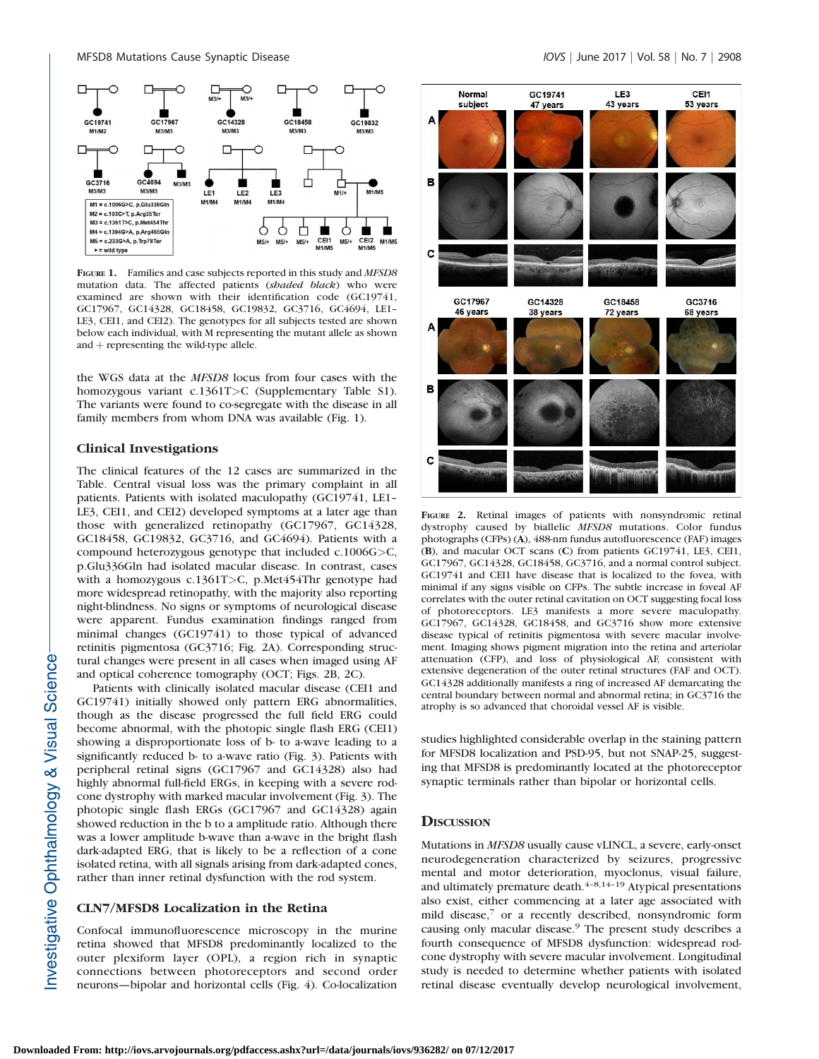FIGURE 1. Families and case subjects reported in this study and *MFSD8* mutation data. The affected patients (*shaded black*) who were examined are shown with their identification code (GC19741, GC17967, GC14328, GC18458, GC19832, GC3716, GC4694, LE1–LE3, CEI1, and CEI2). The genotypes for all subjects tested are shown below each individual, with M representing the mutant allele as shown and + representing the wild-type allele.

the WGS data at the *MFSD8* locus from four cases with the homozygous variant c.1361T>C (Supplementary Table S1). The variants were found to co-segregate with the disease in all family members from whom DNA was available (Fig. 1).

### Clinical Investigations

The clinical features of the 12 cases are summarized in the Table. Central visual loss was the primary complaint in all patients. Patients with isolated maculopathy (GC19741, LE1–LE3, CEI1, and CEI2) developed symptoms at a later age than those with generalized retinopathy (GC17967, GC14328, GC18458, GC19832, GC3716, and GC4694). Patients with a compound heterozygous genotype that included c.1006G>C, p.Glu336Gln had isolated macular disease. In contrast, cases with a homozygous c.1361T>C, p.Met454Thr genotype had more widespread retinopathy, with the majority also reporting night-blindness. No signs or symptoms of neurological disease were apparent. Fundus examination findings ranged from minimal changes (GC19741) to those typical of advanced retinitis pigmentosa (GC3716; Fig. 2A). Corresponding structural changes were present in all cases when imaged using AF and optical coherence tomography (OCT; Figs. 2B, 2C).

Patients with clinically isolated macular disease (CEI1 and GC19741) initially showed only pattern ERG abnormalities, though as the disease progressed the full field ERG could become abnormal, with the photopic single flash ERG (CEI1) showing a disproportionate loss of b- to a-wave leading to a significantly reduced b- to a-wave ratio (Fig. 3). Patients with peripheral retinal signs (GC17967 and GC14328) also had highly abnormal full-field ERGs, in keeping with a severe rod-cone dystrophy with marked macular involvement (Fig. 3). The photopic single flash ERGs (GC17967 and GC14328) again showed reduction in the b to a amplitude ratio. Although there was a lower amplitude b-wave than a-wave in the bright flash dark-adapted ERG, that is likely to be a reflection of a cone isolated retina, with all signals arising from dark-adapted cones, rather than inner retinal dysfunction with the rod system.

## CLN7/MFSD8 Localization in the Retina

Confocal immunofluorescence microscopy in the murine retina showed that MFSD8 predominantly localized to the outer plexiform layer (OPL), a region rich in synaptic connections between photoreceptors and second order neurons—bipolar and horizontal cells (Fig. 4). Co-localization studies highlighted considerable overlap in the staining pattern for MFSD8 localization and PSD-95, but not SNAP-25, suggesting that MFSD8 is predominantly located at the photoreceptor synaptic terminals rather than bipolar or horizontal cells.

FIGURE 2. Retinal images of patients with nonsyndromic retinal dystrophy caused by biallelic *MFSD8* mutations. Color fundus photographs (CFPs) (**A**), 488-nm fundus autofluorescence (FAF) images (**B**), and macular OCT scans (**C**) from patients GC19741, LE3, CEI1, GC17967, GC14328, GC18458, GC3716, and a normal control subject. GC19741 and CEI1 have disease that is localized to the fovea, with minimal if any signs visible on CFPs. The subtle increase in foveal AF correlates with the outer retinal cavitation on OCT suggesting focal loss of photoreceptors. LE3 manifests a more severe maculopathy. GC17967, GC14328, GC18458, and GC3716 show more extensive disease typical of retinitis pigmentosa with severe macular involvement. Imaging shows pigment migration into the retina and arteriolar attenuation (CFP), and loss of physiological AF, consistent with extensive degeneration of the outer retinal structures (FAF and OCT). GC14328 additionally manifests a ring of increased AF demarcating the central boundary between normal and abnormal retina; in GC3716 the atrophy is so advanced that choroidal vessel AF is visible.

## DISCUSSION

Mutations in *MFSD8* usually cause vLINCL, a severe, early-onset neurodegeneration characterized by seizures, progressive mental and motor deterioration, myoclonus, visual failure, and ultimately premature death.[4–8,14–19] Atypical presentations also exist, either commencing at a later age associated with mild disease,[7] or a recently described, nonsyndromic form causing only macular disease.[9] The present study describes a fourth consequence of MFSD8 dysfunction: widespread rod-cone dystrophy with severe macular involvement. Longitudinal study is needed to determine whether patients with isolated retinal disease eventually develop neurological involvement,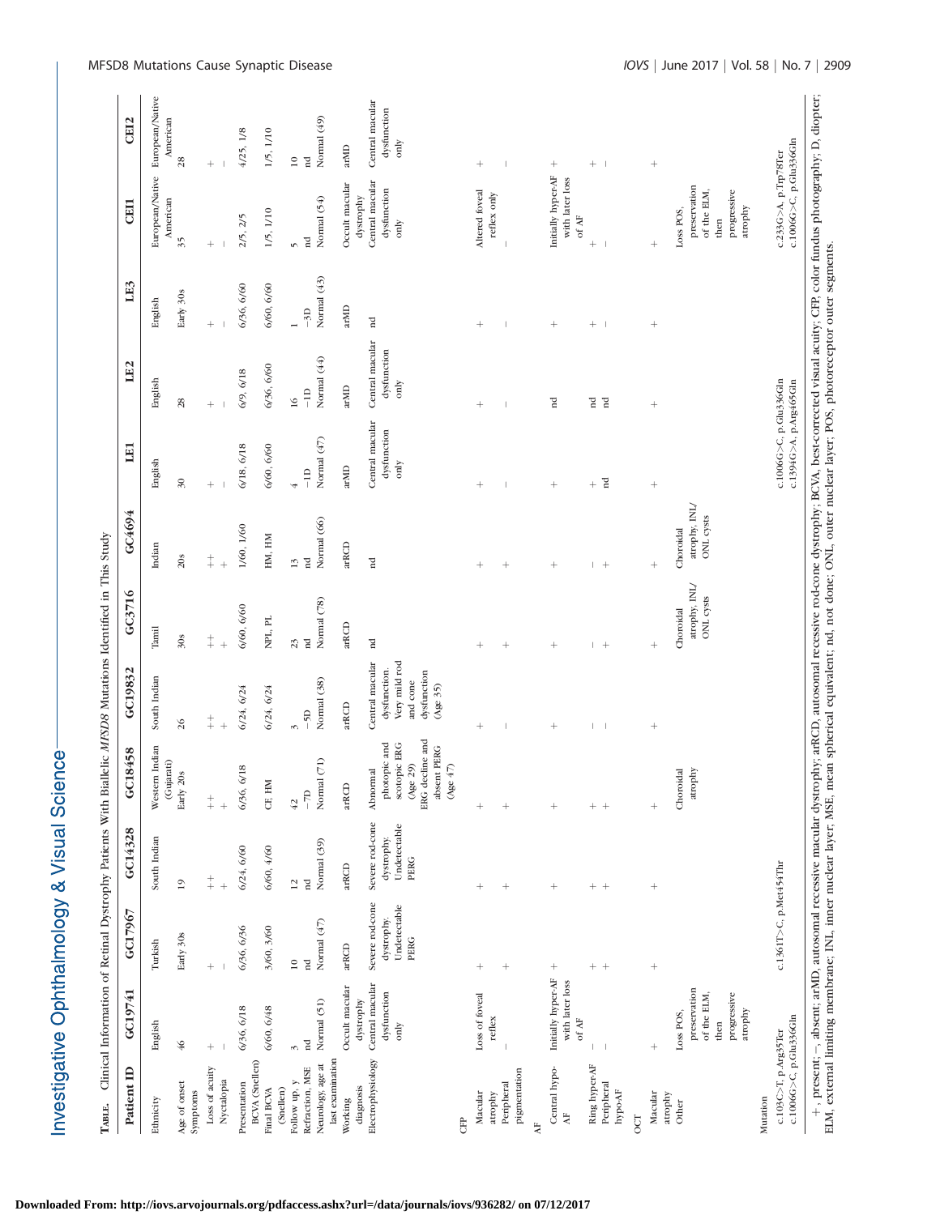**TABLE.** Clinical Information of Retinal Dystrophy Patients With Biallelic *MFSD8* Mutations Identified in This Study

| Patient ID | GC19741 | GC17967 | GC14328 | GC18458 | GC19832 | GC3716 | GC4694 | LE1 | LE2 | LE3 | CEI1 | CEI2 |
|---|---|---|---|---|---|---|---|---|---|---|---|---|
| Ethnicity | English | Turkish | South Indian | Western Indian (Gujarati) | South Indian | Tamil | Indian | English | English | English | European/Native American | European/Native American |
| Age of onset | 46 | Early 30s | 19 | Early 20s | 26 | 30s | 20s | 30 | 28 | Early 30s | 35 | 28 |
| Symptoms | | | | | | | | | | | | |
| Loss of acuity | + | + | ++ | ++ | ++ | ++ | ++ | + | + | + | + | + |
| Nyctalopia | − | − | + | + | + | + | + | − | − | − | − | − |
| Presentation BCVA (Snellen) | 6/36, 6/18 | 6/36, 6/36 | 6/24, 6/60 | 6/36, 6/18 | 6/24, 6/24 | 6/60, 6/60 | 1/60, 1/60 | 6/18, 6/18 | 6/9, 6/18 | 6/36, 6/60 | 2/5, 2/5 | 4/25, 1/8 |
| Final BCVA (Snellen) | 6/60, 6/48 | 3/60, 3/60 | 6/60, 4/60 | CF, HM | 6/24, 6/24 | NPL, PL | HM, HM | 6/60, 6/60 | 6/36, 6/60 | 6/60, 6/60 | 1/5, 1/10 | 1/5, 1/10 |
| Follow up, y | 3 | 10 | 12 | 42 | 3 | 23 | 13 | 4 | 16 | 1 | 5 | 10 |
| Refraction, MSE | nd | nd | nd | −7D | −5D | nd | nd | −1D | −1D | −3D | nd | nd |
| Neurology, age at last examination | Normal (51) | Normal (47) | Normal (39) | Normal (71) | Normal (38) | Normal (78) | Normal (66) | Normal (47) | Normal (44) | Normal (43) | Normal (54) | Normal (49) |
| Working diagnosis | Occult macular dystrophy | arRCD | arRCD | arRCD | arRCD | arRCD | arRCD | arMD | arMD | arMD | Occult macular dystrophy | arMD |
| Electrophysiology | Central macular dysfunction only | Severe rod-cone dystrophy. Undetectable PERG | Severe rod-cone dystrophy. Undetectable PERG | Abnormal photopic and scotopic ERG (Age 29) ERG decline and absent PERG (Age 47) | Central macular dysfunction. Very mild rod and cone dysfunction (Age 35) | nd | nd | Central macular dysfunction only | Central macular dysfunction only | nd | Central macular dysfunction only | Central macular dysfunction only |
| CFP | | | | | | | | | | | | |
| Macular atrophy | Loss of foveal reflex | + | + | + | + | + | + | + | + | + | Altered foveal reflex only | + |
| Peripheral pigmentation | − | + | + | + | − | + | + | − | − | − | − | − |
| AF | | | | | | | | | | | | |
| Central hypo-AF | Initially hyper-AF with later loss of AF | + | + | + | + | + | + | + | nd | + | Initially hyper-AF with later loss of AF | + |
| Ring hyper-AF | − | + | + | + | − | − | − | + | nd | + | + | + |
| Peripheral hypo-AF | − | + | + | + | − | + | + | nd | nd | − | − | − |
| OCT | | | | | | | | | | | | |
| Macular atrophy | + | + | + | + | + | + | + | + | + | + | + | + |
| Other | Loss POS, preservation of the ELM, then progressive atrophy | | | Choroidal atrophy | | Choroidal atrophy, INL/ONL cysts | Choroidal atrophy, INL/ONL cysts | | | | Loss POS, preservation of the ELM, then progressive atrophy | |
| Mutation | c.103C>T, p.Arg35Ter c.1006G>C, p.Glu336Gln | c.1361T>C, p.Met454Thr | | | | | | c.1006G>C, p.Glu336Gln c.1394G>A, p.Arg465Gln | | | c.233G>A, p.Trp78Ter c.1006G>C, p.Glu336Gln | |

+, present; −, absent; arMD, autosomal recessive macular dystrophy; arRCD, autosomal recessive rod-cone dystrophy; BCVA, best-corrected visual acuity; CFP, color fundus photography; D, diopter; ELM, external limiting membrane; INL, inner nuclear layer; MSE, mean spherical equivalent; nd, not done; ONL, outer nuclear layer; POS, photoreceptor outer segments.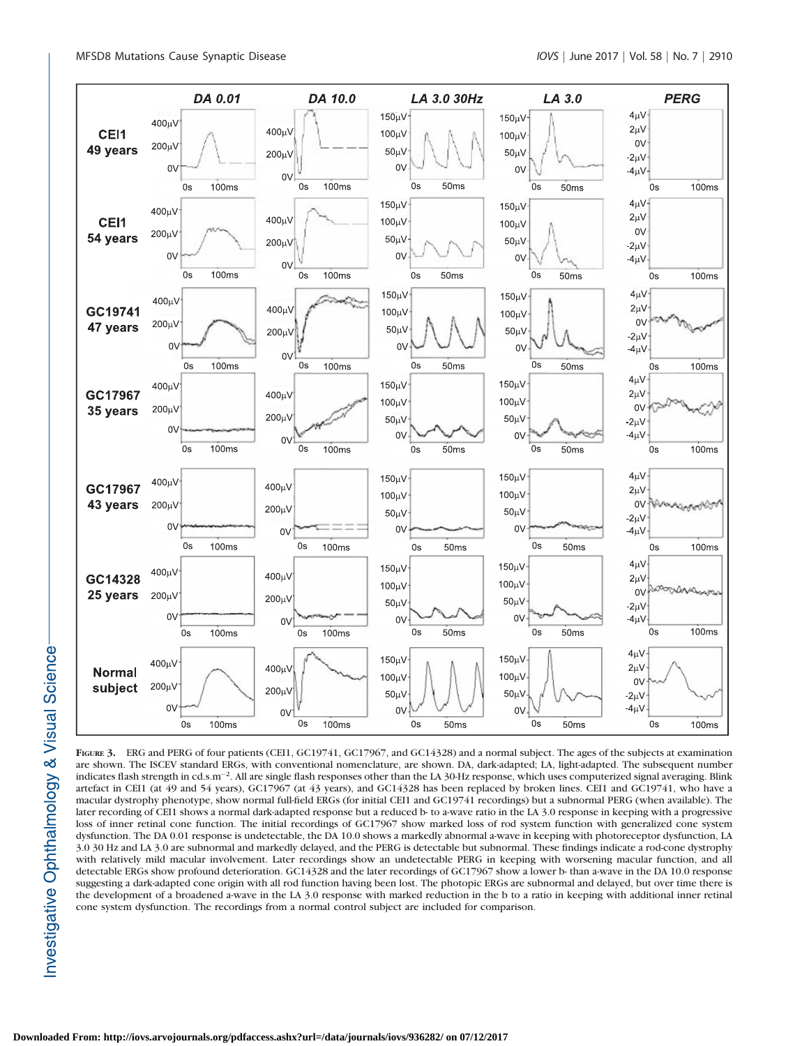**Figure 3.** ERG and PERG of four patients (CEI1, GC19741, GC17967, and GC14328) and a normal subject. The ages of the subjects at examination are shown. The ISCEV standard ERGs, with conventional nomenclature, are shown. DA, dark-adapted; LA, light-adapted. The subsequent number indicates flash strength in cd.s.m$^{-2}$. All are single flash responses other than the LA 30-Hz response, which uses computerized signal averaging. Blink artefact in CEI1 (at 49 and 54 years), GC17967 (at 43 years), and GC14328 has been replaced by broken lines. CEI1 and GC19741, who have a macular dystrophy phenotype, show normal full-field ERGs (for initial CEI1 and GC19741 recordings) but a subnormal PERG (when available). The later recording of CEI1 shows a normal dark-adapted response but a reduced b- to a-wave ratio in the LA 3.0 response in keeping with a progressive loss of inner retinal cone function. The initial recordings of GC17967 show marked loss of rod system function with generalized cone system dysfunction. The DA 0.01 response is undetectable, the DA 10.0 shows a markedly abnormal a-wave in keeping with photoreceptor dysfunction, LA 3.0 30 Hz and LA 3.0 are subnormal and markedly delayed, and the PERG is detectable but subnormal. These findings indicate a rod-cone dystrophy with relatively mild macular involvement. Later recordings show an undetectable PERG in keeping with worsening macular function, and all detectable ERGs show profound deterioration. GC14328 and the later recordings of GC17967 show a lower b- than a-wave in the DA 10.0 response suggesting a dark-adapted cone origin with all rod function having been lost. The photopic ERGs are subnormal and delayed, but over time there is the development of a broadened a-wave in the LA 3.0 response with marked reduction in the b to a ratio in keeping with additional inner retinal cone system dysfunction. The recordings from a normal control subject are included for comparison.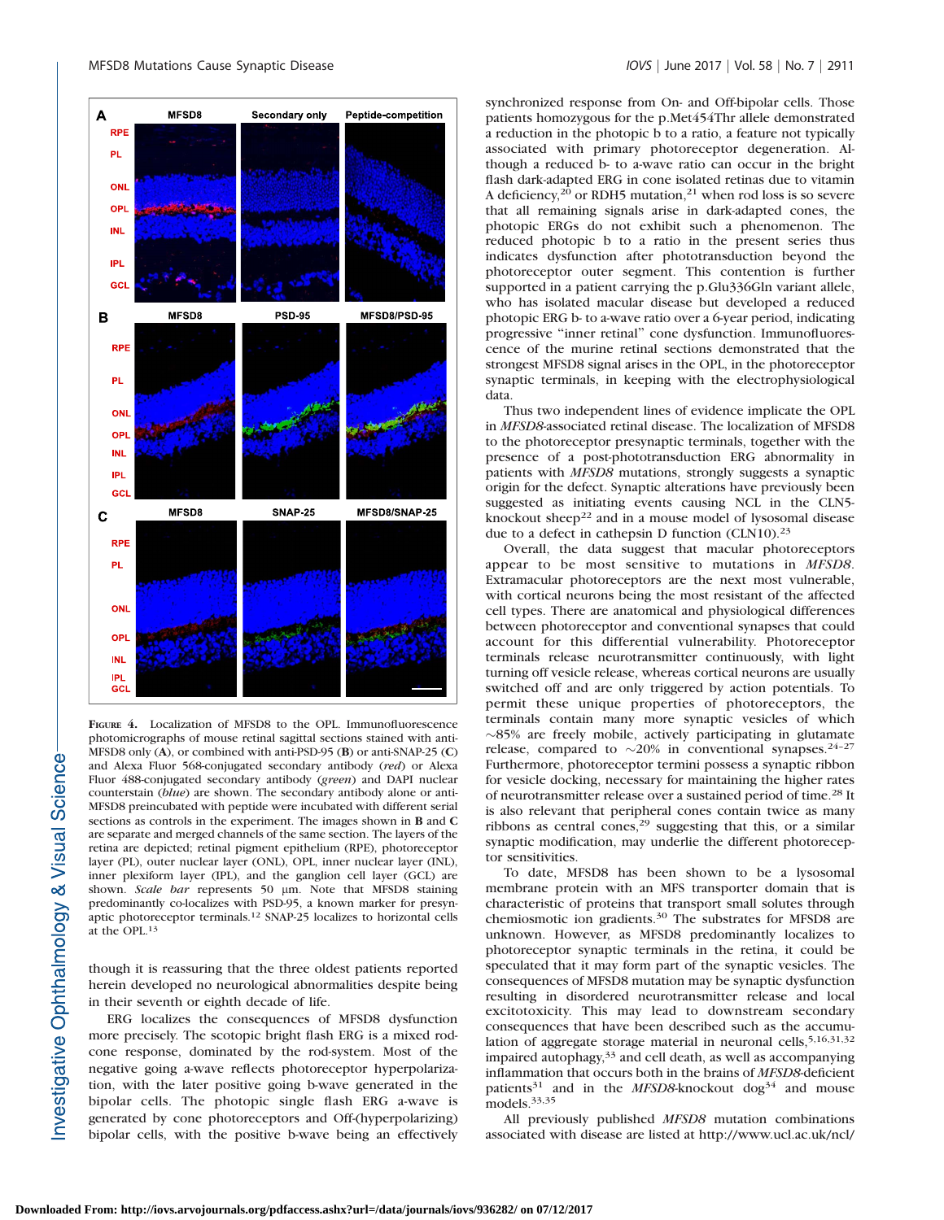**Figure 4.** Localization of MFSD8 to the OPL. Immunofluorescence photomicrographs of mouse retinal sagittal sections stained with anti-MFSD8 only (**A**), or combined with anti-PSD-95 (**B**) or anti-SNAP-25 (**C**) and Alexa Fluor 568-conjugated secondary antibody (*red*) or Alexa Fluor 488-conjugated secondary antibody (*green*) and DAPI nuclear counterstain (*blue*) are shown. The secondary antibody alone or anti-MFSD8 preincubated with peptide were incubated with different serial sections as controls in the experiment. The images shown in **B** and **C** are separate and merged channels of the same section. The layers of the retina are depicted; retinal pigment epithelium (RPE), photoreceptor layer (PL), outer nuclear layer (ONL), OPL, inner nuclear layer (INL), inner plexiform layer (IPL), and the ganglion cell layer (GCL) are shown. *Scale bar* represents 50 μm. Note that MFSD8 staining predominantly co-localizes with PSD-95, a known marker for presynaptic photoreceptor terminals.[12] SNAP-25 localizes to horizontal cells at the OPL.[13]

though it is reassuring that the three oldest patients reported herein developed no neurological abnormalities despite being in their seventh or eighth decade of life.

ERG localizes the consequences of MFSD8 dysfunction more precisely. The scotopic bright flash ERG is a mixed rod-cone response, dominated by the rod-system. Most of the negative going a-wave reflects photoreceptor hyperpolarization, with the later positive going b-wave generated in the bipolar cells. The photopic single flash ERG a-wave is generated by cone photoreceptors and Off-(hyperpolarizing) bipolar cells, with the positive b-wave being an effectively synchronized response from On- and Off-bipolar cells. Those patients homozygous for the p.Met454Thr allele demonstrated a reduction in the photopic b to a ratio, a feature not typically associated with primary photoreceptor degeneration. Although a reduced b- to a-wave ratio can occur in the bright flash dark-adapted ERG in cone isolated retinas due to vitamin A deficiency,[20] or RDH5 mutation,[21] when rod loss is so severe that all remaining signals arise in dark-adapted cones, the photopic ERGs do not exhibit such a phenomenon. The reduced photopic b to a ratio in the present series thus indicates dysfunction after phototransduction beyond the photoreceptor outer segment. This contention is further supported in a patient carrying the p.Glu336Gln variant allele, who has isolated macular disease but developed a reduced photopic ERG b- to a-wave ratio over a 6-year period, indicating progressive "inner retinal" cone dysfunction. Immunofluorescence of the murine retinal sections demonstrated that the strongest MFSD8 signal arises in the OPL, in the photoreceptor synaptic terminals, in keeping with the electrophysiological data.

Thus two independent lines of evidence implicate the OPL in *MFSD8*-associated retinal disease. The localization of MFSD8 to the photoreceptor presynaptic terminals, together with the presence of a post-phototransduction ERG abnormality in patients with *MFSD8* mutations, strongly suggests a synaptic origin for the defect. Synaptic alterations have previously been suggested as initiating events causing NCL in the CLN5-knockout sheep[22] and in a mouse model of lysosomal disease due to a defect in cathepsin D function (CLN10).[23]

Overall, the data suggest that macular photoreceptors appear to be most sensitive to mutations in *MFSD8*. Extramacular photoreceptors are the next most vulnerable, with cortical neurons being the most resistant of the affected cell types. There are anatomical and physiological differences between photoreceptor and conventional synapses that could account for this differential vulnerability. Photoreceptor terminals release neurotransmitter continuously, with light turning off vesicle release, whereas cortical neurons are usually switched off and are only triggered by action potentials. To permit these unique properties of photoreceptors, the terminals contain many more synaptic vesicles of which ~85% are freely mobile, actively participating in glutamate release, compared to ~20% in conventional synapses.[24–27] Furthermore, photoreceptor termini possess a synaptic ribbon for vesicle docking, necessary for maintaining the higher rates of neurotransmitter release over a sustained period of time.[28] It is also relevant that peripheral cones contain twice as many ribbons as central cones,[29] suggesting that this, or a similar synaptic modification, may underlie the different photoreceptor sensitivities.

To date, MFSD8 has been shown to be a lysosomal membrane protein with an MFS transporter domain that is characteristic of proteins that transport small solutes through chemiosmotic ion gradients.[30] The substrates for MFSD8 are unknown. However, as MFSD8 predominantly localizes to photoreceptor synaptic terminals in the retina, it could be speculated that it may form part of the synaptic vesicles. The consequences of MFSD8 mutation may be synaptic dysfunction resulting in disordered neurotransmitter release and local excitotoxicity. This may lead to downstream secondary consequences that have been described such as the accumulation of aggregate storage material in neuronal cells,[5,16,31,32] impaired autophagy,[33] and cell death, as well as accompanying inflammation that occurs both in the brains of *MFSD8*-deficient patients[31] and in the *MFSD8*-knockout dog[34] and mouse models.[33,35]

All previously published *MFSD8* mutation combinations associated with disease are listed at http://www.ucl.ac.uk/ncl/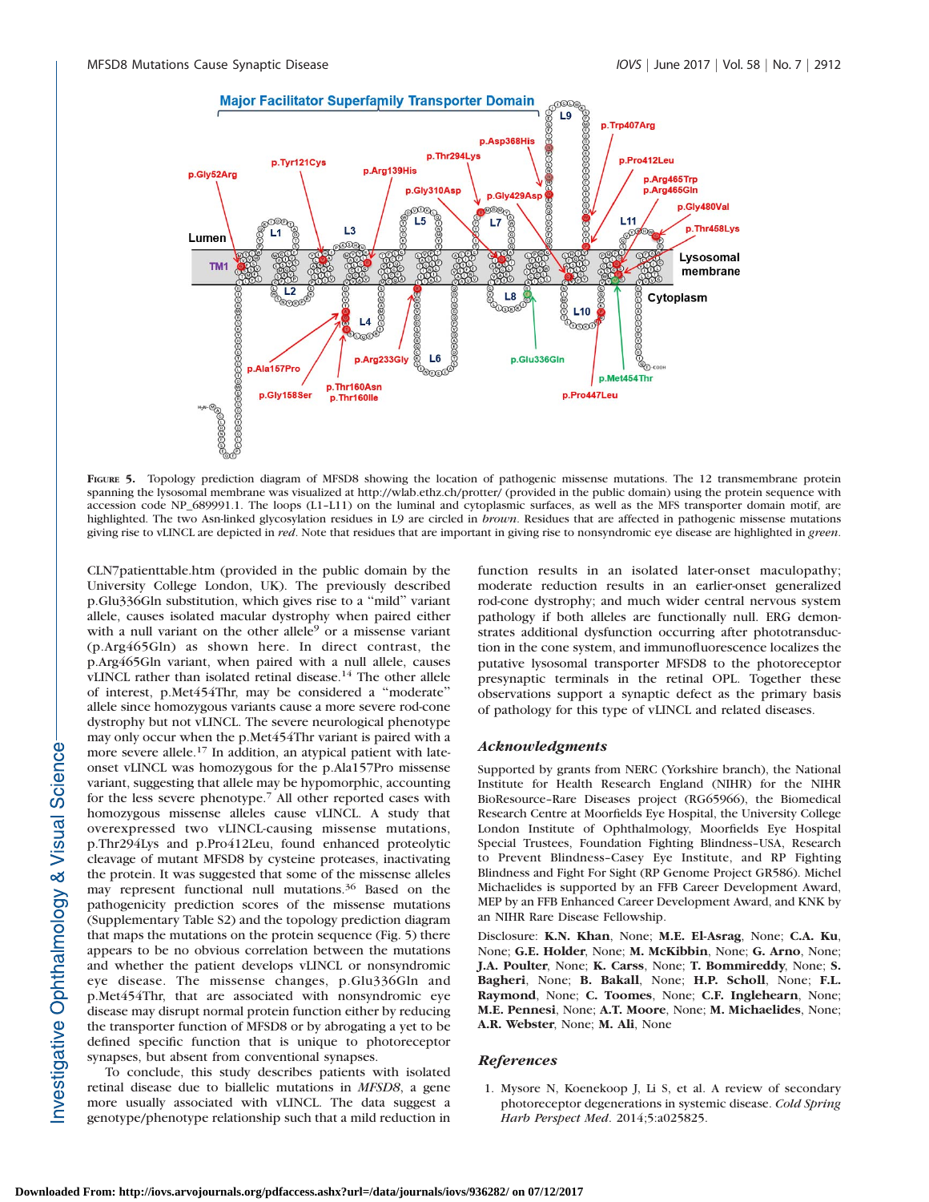FIGURE 5. Topology prediction diagram of MFSD8 showing the location of pathogenic missense mutations. The 12 transmembrane protein spanning the lysosomal membrane was visualized at http://wlab.ethz.ch/protter/ (provided in the public domain) using the protein sequence with accession code NP_689991.1. The loops (L1–L11) on the luminal and cytoplasmic surfaces, as well as the MFS transporter domain motif, are highlighted. The two Asn-linked glycosylation residues in L9 are circled in *brown*. Residues that are affected in pathogenic missense mutations giving rise to vLINCL are depicted in *red*. Note that residues that are important in giving rise to nonsyndromic eye disease are highlighted in *green*.

CLN7patienttable.htm (provided in the public domain by the University College London, UK). The previously described p.Glu336Gln substitution, which gives rise to a "mild" variant allele, causes isolated macular dystrophy when paired either with a null variant on the other allele[9] or a missense variant (p.Arg465Gln) as shown here. In direct contrast, the p.Arg465Gln variant, when paired with a null allele, causes vLINCL rather than isolated retinal disease.[14] The other allele of interest, p.Met454Thr, may be considered a "moderate" allele since homozygous variants cause a more severe rod-cone dystrophy but not vLINCL. The severe neurological phenotype may only occur when the p.Met454Thr variant is paired with a more severe allele.[17] In addition, an atypical patient with late-onset vLINCL was homozygous for the p.Ala157Pro missense variant, suggesting that allele may be hypomorphic, accounting for the less severe phenotype.[7] All other reported cases with homozygous missense alleles cause vLINCL. A study that overexpressed two vLINCL-causing missense mutations, p.Thr294Lys and p.Pro412Leu, found enhanced proteolytic cleavage of mutant MFSD8 by cysteine proteases, inactivating the protein. It was suggested that some of the missense alleles may represent functional null mutations.[36] Based on the pathogenicity prediction scores of the missense mutations (Supplementary Table S2) and the topology prediction diagram that maps the mutations on the protein sequence (Fig. 5) there appears to be no obvious correlation between the mutations and whether the patient develops vLINCL or nonsyndromic eye disease. The missense changes, p.Glu336Gln and p.Met454Thr, that are associated with nonsyndromic eye disease may disrupt normal protein function either by reducing the transporter function of MFSD8 or by abrogating a yet to be defined specific function that is unique to photoreceptor synapses, but absent from conventional synapses.

To conclude, this study describes patients with isolated retinal disease due to biallelic mutations in *MFSD8*, a gene more usually associated with vLINCL. The data suggest a genotype/phenotype relationship such that a mild reduction in function results in an isolated later-onset maculopathy; moderate reduction results in an earlier-onset generalized rod-cone dystrophy; and much wider central nervous system pathology if both alleles are functionally null. ERG demonstrates additional dysfunction occurring after phototransduction in the cone system, and immunofluorescence localizes the putative lysosomal transporter MFSD8 to the photoreceptor presynaptic terminals in the retinal OPL. Together these observations support a synaptic defect as the primary basis of pathology for this type of vLINCL and related diseases.

## Acknowledgments

Supported by grants from NERC (Yorkshire branch), the National Institute for Health Research England (NIHR) for the NIHR BioResource–Rare Diseases project (RG65966), the Biomedical Research Centre at Moorfields Eye Hospital, the University College London Institute of Ophthalmology, Moorfields Eye Hospital Special Trustees, Foundation Fighting Blindness–USA, Research to Prevent Blindness–Casey Eye Institute, and RP Fighting Blindness and Fight For Sight (RP Genome Project GR586). Michel Michaelides is supported by an FFB Career Development Award, MEP by an FFB Enhanced Career Development Award, and KNK by an NIHR Rare Disease Fellowship.

Disclosure: **K.N. Khan**, None; **M.E. El-Asrag**, None; **C.A. Ku**, None; **G.E. Holder**, None; **M. McKibbin**, None; **G. Arno**, None; **J.A. Poulter**, None; **K. Carss**, None; **T. Bommireddy**, None; **S. Bagheri**, None; **B. Bakall**, None; **H.P. Scholl**, None; **F.L. Raymond**, None; **C. Toomes**, None; **C.F. Inglehearn**, None; **M.E. Pennesi**, None; **A.T. Moore**, None; **M. Michaelides**, None; **A.R. Webster**, None; **M. Ali**, None

## References

1. Mysore N, Koenekoop J, Li S, et al. A review of secondary photoreceptor degenerations in systemic disease. *Cold Spring Harb Perspect Med*. 2014;5:a025825.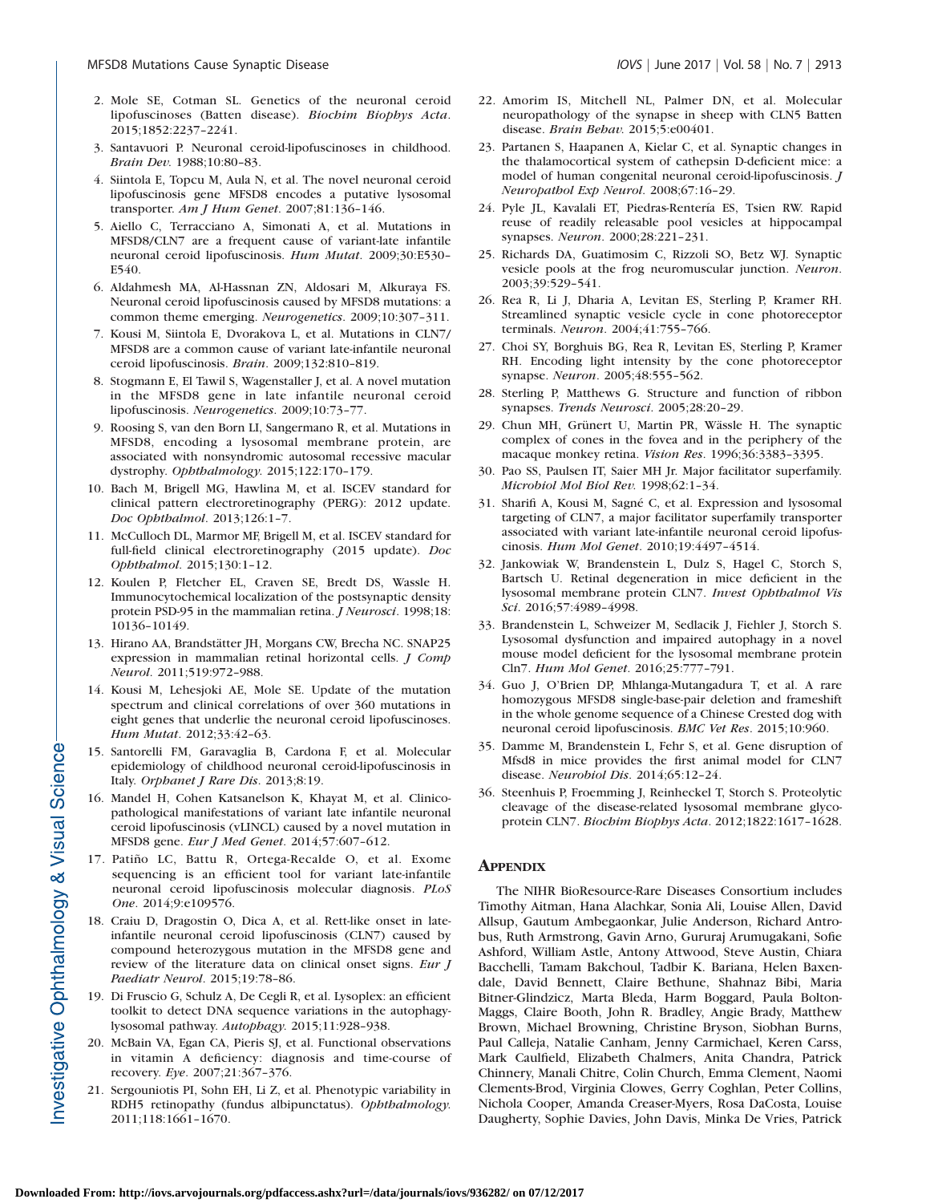2. Mole SE, Cotman SL. Genetics of the neuronal ceroid lipofuscinoses (Batten disease). *Biochim Biophys Acta*. 2015;1852:2237–2241.
3. Santavuori P. Neuronal ceroid-lipofuscinoses in childhood. *Brain Dev.* 1988;10:80–83.
4. Siintola E, Topcu M, Aula N, et al. The novel neuronal ceroid lipofuscinosis gene MFSD8 encodes a putative lysosomal transporter. *Am J Hum Genet*. 2007;81:136–146.
5. Aiello C, Terracciano A, Simonati A, et al. Mutations in MFSD8/CLN7 are a frequent cause of variant-late infantile neuronal ceroid lipofuscinosis. *Hum Mutat*. 2009;30:E530–E540.
6. Aldahmesh MA, Al-Hassnan ZN, Aldosari M, Alkuraya FS. Neuronal ceroid lipofuscinosis caused by MFSD8 mutations: a common theme emerging. *Neurogenetics*. 2009;10:307–311.
7. Kousi M, Siintola E, Dvorakova L, et al. Mutations in CLN7/MFSD8 are a common cause of variant late-infantile neuronal ceroid lipofuscinosis. *Brain*. 2009;132:810–819.
8. Stogmann E, El Tawil S, Wagenstaller J, et al. A novel mutation in the MFSD8 gene in late infantile neuronal ceroid lipofuscinosis. *Neurogenetics*. 2009;10:73–77.
9. Roosing S, van den Born LI, Sangermano R, et al. Mutations in MFSD8, encoding a lysosomal membrane protein, are associated with nonsyndromic autosomal recessive macular dystrophy. *Ophthalmology*. 2015;122:170–179.
10. Bach M, Brigell MG, Hawlina M, et al. ISCEV standard for clinical pattern electroretinography (PERG): 2012 update. *Doc Ophthalmol*. 2013;126:1–7.
11. McCulloch DL, Marmor MF, Brigell M, et al. ISCEV standard for full-field clinical electroretinography (2015 update). *Doc Ophthalmol*. 2015;130:1–12.
12. Koulen P, Fletcher EL, Craven SE, Bredt DS, Wassle H. Immunocytochemical localization of the postsynaptic density protein PSD-95 in the mammalian retina. *J Neurosci*. 1998;18:10136–10149.
13. Hirano AA, Brandstätter JH, Morgans CW, Brecha NC. SNAP25 expression in mammalian retinal horizontal cells. *J Comp Neurol*. 2011;519:972–988.
14. Kousi M, Lehesjoki AE, Mole SE. Update of the mutation spectrum and clinical correlations of over 360 mutations in eight genes that underlie the neuronal ceroid lipofuscinoses. *Hum Mutat*. 2012;33:42–63.
15. Santorelli FM, Garavaglia B, Cardona F, et al. Molecular epidemiology of childhood neuronal ceroid-lipofuscinosis in Italy. *Orphanet J Rare Dis*. 2013;8:19.
16. Mandel H, Cohen Katsanelson K, Khayat M, et al. Clinico-pathological manifestations of variant late infantile neuronal ceroid lipofuscinosis (vLINCL) caused by a novel mutation in MFSD8 gene. *Eur J Med Genet*. 2014;57:607–612.
17. Patiño LC, Battu R, Ortega-Recalde O, et al. Exome sequencing is an efficient tool for variant late-infantile neuronal ceroid lipofuscinosis molecular diagnosis. *PLoS One*. 2014;9:e109576.
18. Craiu D, Dragostin O, Dica A, et al. Rett-like onset in late-infantile neuronal ceroid lipofuscinosis (CLN7) caused by compound heterozygous mutation in the MFSD8 gene and review of the literature data on clinical onset signs. *Eur J Paediatr Neurol*. 2015;19:78–86.
19. Di Fruscio G, Schulz A, De Cegli R, et al. Lysoplex: an efficient toolkit to detect DNA sequence variations in the autophagy-lysosomal pathway. *Autophagy*. 2015;11:928–938.
20. McBain VA, Egan CA, Pieris SJ, et al. Functional observations in vitamin A deficiency: diagnosis and time-course of recovery. *Eye*. 2007;21:367–376.
21. Sergouniotis PI, Sohn EH, Li Z, et al. Phenotypic variability in RDH5 retinopathy (fundus albipunctatus). *Ophthalmology*. 2011;118:1661–1670.
22. Amorim IS, Mitchell NL, Palmer DN, et al. Molecular neuropathology of the synapse in sheep with CLN5 Batten disease. *Brain Behav*. 2015;5:e00401.
23. Partanen S, Haapanen A, Kielar C, et al. Synaptic changes in the thalamocortical system of cathepsin D-deficient mice: a model of human congenital neuronal ceroid-lipofuscinosis. *J Neuropathol Exp Neurol*. 2008;67:16–29.
24. Pyle JL, Kavalali ET, Piedras-Rentería ES, Tsien RW. Rapid reuse of readily releasable pool vesicles at hippocampal synapses. *Neuron*. 2000;28:221–231.
25. Richards DA, Guatimosim C, Rizzoli SO, Betz WJ. Synaptic vesicle pools at the frog neuromuscular junction. *Neuron*. 2003;39:529–541.
26. Rea R, Li J, Dharia A, Levitan ES, Sterling P, Kramer RH. Streamlined synaptic vesicle cycle in cone photoreceptor terminals. *Neuron*. 2004;41:755–766.
27. Choi SY, Borghuis BG, Rea R, Levitan ES, Sterling P, Kramer RH. Encoding light intensity by the cone photoreceptor synapse. *Neuron*. 2005;48:555–562.
28. Sterling P, Matthews G. Structure and function of ribbon synapses. *Trends Neurosci*. 2005;28:20–29.
29. Chun MH, Grünert U, Martin PR, Wässle H. The synaptic complex of cones in the fovea and in the periphery of the macaque monkey retina. *Vision Res*. 1996;36:3383–3395.
30. Pao SS, Paulsen IT, Saier MH Jr. Major facilitator superfamily. *Microbiol Mol Biol Rev*. 1998;62:1–34.
31. Sharifi A, Kousi M, Sagné C, et al. Expression and lysosomal targeting of CLN7, a major facilitator superfamily transporter associated with variant late-infantile neuronal ceroid lipofuscinosis. *Hum Mol Genet*. 2010;19:4497–4514.
32. Jankowiak W, Brandenstein L, Dulz S, Hagel C, Storch S, Bartsch U. Retinal degeneration in mice deficient in the lysosomal membrane protein CLN7. *Invest Ophthalmol Vis Sci*. 2016;57:4989–4998.
33. Brandenstein L, Schweizer M, Sedlacik J, Fiehler J, Storch S. Lysosomal dysfunction and impaired autophagy in a novel mouse model deficient for the lysosomal membrane protein Cln7. *Hum Mol Genet*. 2016;25:777–791.
34. Guo J, O'Brien DP, Mhlanga-Mutangadura T, et al. A rare homozygous MFSD8 single-base-pair deletion and frameshift in the whole genome sequence of a Chinese Crested dog with neuronal ceroid lipofuscinosis. *BMC Vet Res*. 2015;10:960.
35. Damme M, Brandenstein L, Fehr S, et al. Gene disruption of Mfsd8 in mice provides the first animal model for CLN7 disease. *Neurobiol Dis*. 2014;65:12–24.
36. Steenhuis P, Froemming J, Reinheckel T, Storch S. Proteolytic cleavage of the disease-related lysosomal membrane glycoprotein CLN7. *Biochim Biophys Acta*. 2012;1822:1617–1628.

## Appendix

The NIHR BioResource-Rare Diseases Consortium includes Timothy Aitman, Hana Alachkar, Sonia Ali, Louise Allen, David Allsup, Gautum Ambegaonkar, Julie Anderson, Richard Antrobus, Ruth Armstrong, Gavin Arno, Gururaj Arumugakani, Sofie Ashford, William Astle, Antony Attwood, Steve Austin, Chiara Bacchelli, Tamam Bakchoul, Tadbir K. Bariana, Helen Baxendale, David Bennett, Claire Bethune, Shahnaz Bibi, Maria Bitner-Glindzicz, Marta Bleda, Harm Boggard, Paula Bolton-Maggs, Claire Booth, John R. Bradley, Angie Brady, Matthew Brown, Michael Browning, Christine Bryson, Siobhan Burns, Paul Calleja, Natalie Canham, Jenny Carmichael, Keren Carss, Mark Caulfield, Elizabeth Chalmers, Anita Chandra, Patrick Chinnery, Manali Chitre, Colin Church, Emma Clement, Naomi Clements-Brod, Virginia Clowes, Gerry Coghlan, Peter Collins, Nichola Cooper, Amanda Creaser-Myers, Rosa DaCosta, Louise Daugherty, Sophie Davies, John Davis, Minka De Vries, Patrick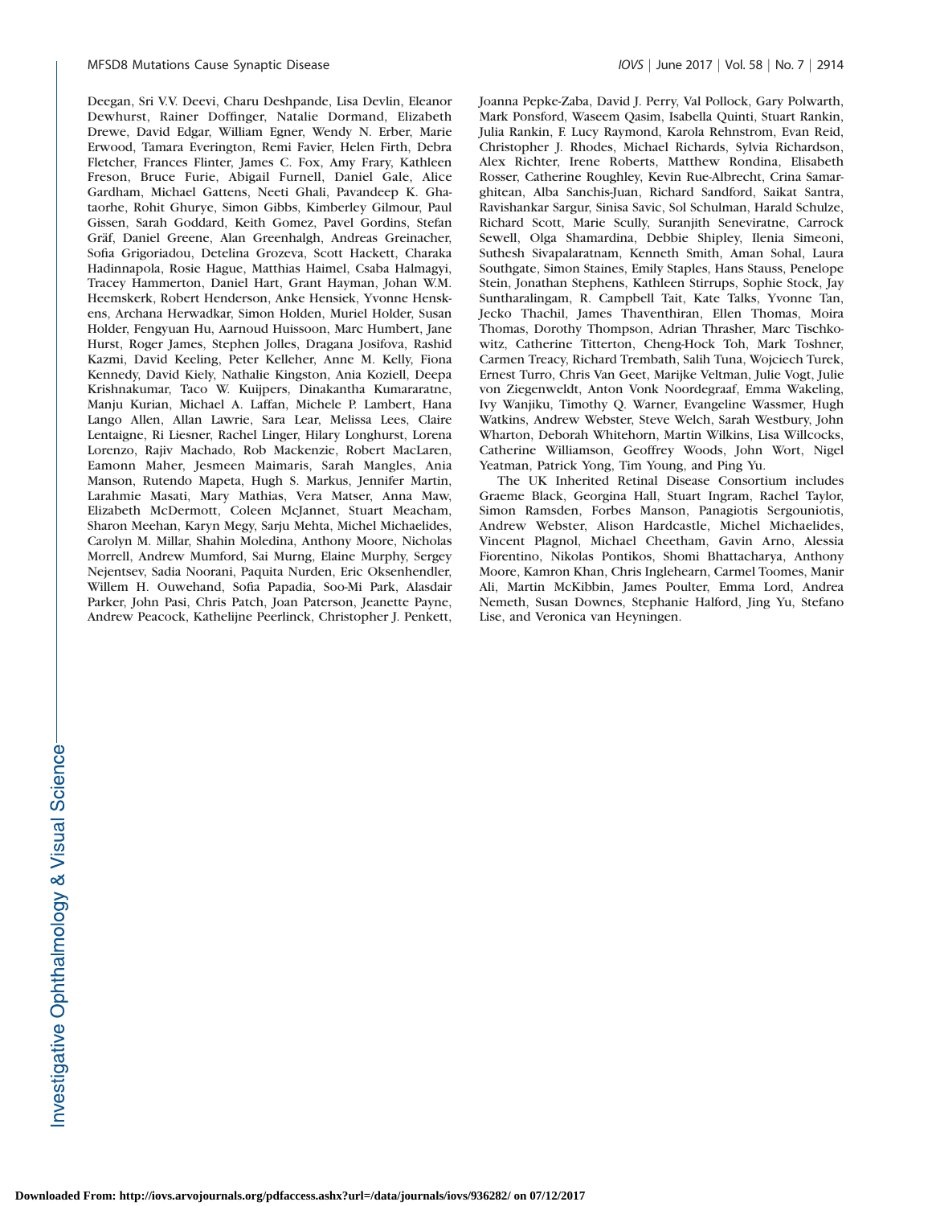Deegan, Sri V.V. Deevi, Charu Deshpande, Lisa Devlin, Eleanor Dewhurst, Rainer Doffinger, Natalie Dormand, Elizabeth Drewe, David Edgar, William Egner, Wendy N. Erber, Marie Erwood, Tamara Everington, Remi Favier, Helen Firth, Debra Fletcher, Frances Flinter, James C. Fox, Amy Frary, Kathleen Freson, Bruce Furie, Abigail Furnell, Daniel Gale, Alice Gardham, Michael Gattens, Neeti Ghali, Pavandeep K. Ghataorhe, Rohit Ghurye, Simon Gibbs, Kimberley Gilmour, Paul Gissen, Sarah Goddard, Keith Gomez, Pavel Gordins, Stefan Gräf, Daniel Greene, Alan Greenhalgh, Andreas Greinacher, Sofia Grigoriadou, Detelina Grozeva, Scott Hackett, Charaka Hadinnapola, Rosie Hague, Matthias Haimel, Csaba Halmagyi, Tracey Hammerton, Daniel Hart, Grant Hayman, Johan W.M. Heemskerk, Robert Henderson, Anke Hensiek, Yvonne Henskens, Archana Herwadkar, Simon Holden, Muriel Holder, Susan Holder, Fengyuan Hu, Aarnoud Huissoon, Marc Humbert, Jane Hurst, Roger James, Stephen Jolles, Dragana Josifova, Rashid Kazmi, David Keeling, Peter Kelleher, Anne M. Kelly, Fiona Kennedy, David Kiely, Nathalie Kingston, Ania Koziell, Deepa Krishnakumar, Taco W. Kuijpers, Dinakantha Kumararatne, Manju Kurian, Michael A. Laffan, Michele P. Lambert, Hana Lango Allen, Allan Lawrie, Sara Lear, Melissa Lees, Claire Lentaigne, Ri Liesner, Rachel Linger, Hilary Longhurst, Lorena Lorenzo, Rajiv Machado, Rob Mackenzie, Robert MacLaren, Eamonn Maher, Jesmeen Maimaris, Sarah Mangles, Ania Manson, Rutendo Mapeta, Hugh S. Markus, Jennifer Martin, Larahmie Masati, Mary Mathias, Vera Matser, Anna Maw, Elizabeth McDermott, Coleen McJannet, Stuart Meacham, Sharon Meehan, Karyn Megy, Sarju Mehta, Michel Michaelides, Carolyn M. Millar, Shahin Moledina, Anthony Moore, Nicholas Morrell, Andrew Mumford, Sai Murng, Elaine Murphy, Sergey Nejentsev, Sadia Noorani, Paquita Nurden, Eric Oksenhendler, Willem H. Ouwehand, Sofia Papadia, Soo-Mi Park, Alasdair Parker, John Pasi, Chris Patch, Joan Paterson, Jeanette Payne, Andrew Peacock, Kathelijne Peerlinck, Christopher J. Penkett, Joanna Pepke-Zaba, David J. Perry, Val Pollock, Gary Polwarth, Mark Ponsford, Waseem Qasim, Isabella Quinti, Stuart Rankin, Julia Rankin, F. Lucy Raymond, Karola Rehnstrom, Evan Reid, Christopher J. Rhodes, Michael Richards, Sylvia Richardson, Alex Richter, Irene Roberts, Matthew Rondina, Elisabeth Rosser, Catherine Roughley, Kevin Rue-Albrecht, Crina Samarghitean, Alba Sanchis-Juan, Richard Sandford, Saikat Santra, Ravishankar Sargur, Sinisa Savic, Sol Schulman, Harald Schulze, Richard Scott, Marie Scully, Suranjith Seneviratne, Carrock Sewell, Olga Shamardina, Debbie Shipley, Ilenia Simeoni, Suthesh Sivapalaratnam, Kenneth Smith, Aman Sohal, Laura Southgate, Simon Staines, Emily Staples, Hans Stauss, Penelope Stein, Jonathan Stephens, Kathleen Stirrups, Sophie Stock, Jay Suntharalingam, R. Campbell Tait, Kate Talks, Yvonne Tan, Jecko Thachil, James Thaventhiran, Ellen Thomas, Moira Thomas, Dorothy Thompson, Adrian Thrasher, Marc Tischkowitz, Catherine Titterton, Cheng-Hock Toh, Mark Toshner, Carmen Treacy, Richard Trembath, Salih Tuna, Wojciech Turek, Ernest Turro, Chris Van Geet, Marijke Veltman, Julie Vogt, Julie von Ziegenweldt, Anton Vonk Noordegraaf, Emma Wakeling, Ivy Wanjiku, Timothy Q. Warner, Evangeline Wassmer, Hugh Watkins, Andrew Webster, Steve Welch, Sarah Westbury, John Wharton, Deborah Whitehorn, Martin Wilkins, Lisa Willcocks, Catherine Williamson, Geoffrey Woods, John Wort, Nigel Yeatman, Patrick Yong, Tim Young, and Ping Yu.

The UK Inherited Retinal Disease Consortium includes Graeme Black, Georgina Hall, Stuart Ingram, Rachel Taylor, Simon Ramsden, Forbes Manson, Panagiotis Sergouniotis, Andrew Webster, Alison Hardcastle, Michel Michaelides, Vincent Plagnol, Michael Cheetham, Gavin Arno, Alessia Fiorentino, Nikolas Pontikos, Shomi Bhattacharya, Anthony Moore, Kamron Khan, Chris Inglehearn, Carmel Toomes, Manir Ali, Martin McKibbin, James Poulter, Emma Lord, Andrea Nemeth, Susan Downes, Stephanie Halford, Jing Yu, Stefano Lise, and Veronica van Heyningen.